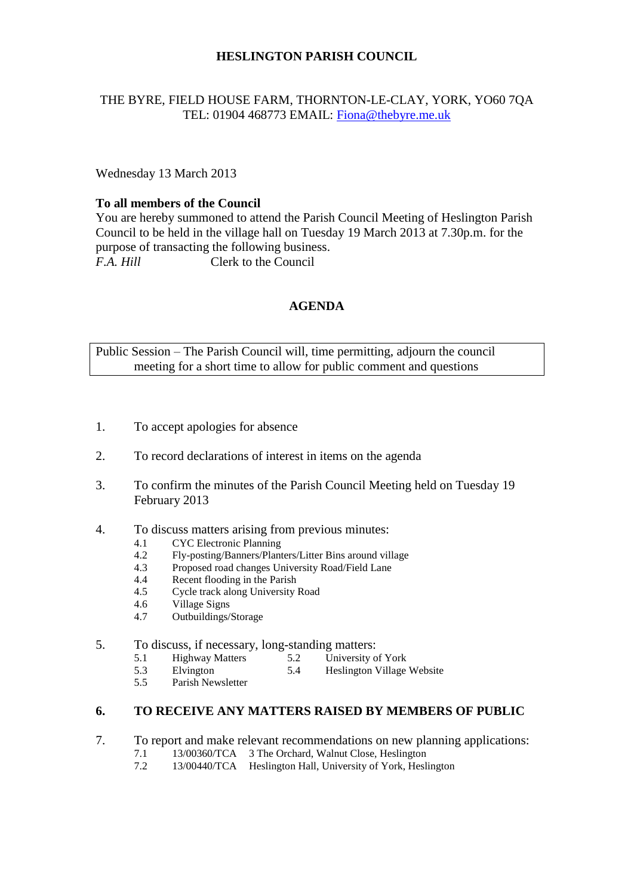# HESLINGTON PARISH COUNCIL

THE BYRE, FIELD HOUSE FARM, THORNTON-LE-CLAY, YORK, YO60 7QA
TEL: 01904 468773 EMAIL: Fiona@thebyre.me.uk

Wednesday 13 March 2013

**To all members of the Council**
You are hereby summoned to attend the Parish Council Meeting of Heslington Parish Council to be held in the village hall on Tuesday 19 March 2013 at 7.30p.m. for the purpose of transacting the following business.
*F.A. Hill* Clerk to the Council

## AGENDA

Public Session – The Parish Council will, time permitting, adjourn the council meeting for a short time to allow for public comment and questions

1. To accept apologies for absence

2. To record declarations of interest in items on the agenda

3. To confirm the minutes of the Parish Council Meeting held on Tuesday 19 February 2013

4. To discuss matters arising from previous minutes:
   - 4.1 CYC Electronic Planning
   - 4.2 Fly-posting/Banners/Planters/Litter Bins around village
   - 4.3 Proposed road changes University Road/Field Lane
   - 4.4 Recent flooding in the Parish
   - 4.5 Cycle track along University Road
   - 4.6 Village Signs
   - 4.7 Outbuildings/Storage

5. To discuss, if necessary, long-standing matters:
   - 5.1 Highway Matters
   - 5.2 University of York
   - 5.3 Elvington
   - 5.4 Heslington Village Website
   - 5.5 Parish Newsletter

6. **TO RECEIVE ANY MATTERS RAISED BY MEMBERS OF PUBLIC**

7. To report and make relevant recommendations on new planning applications:
   - 7.1 13/00360/TCA 3 The Orchard, Walnut Close, Heslington
   - 7.2 13/00440/TCA Heslington Hall, University of York, Heslington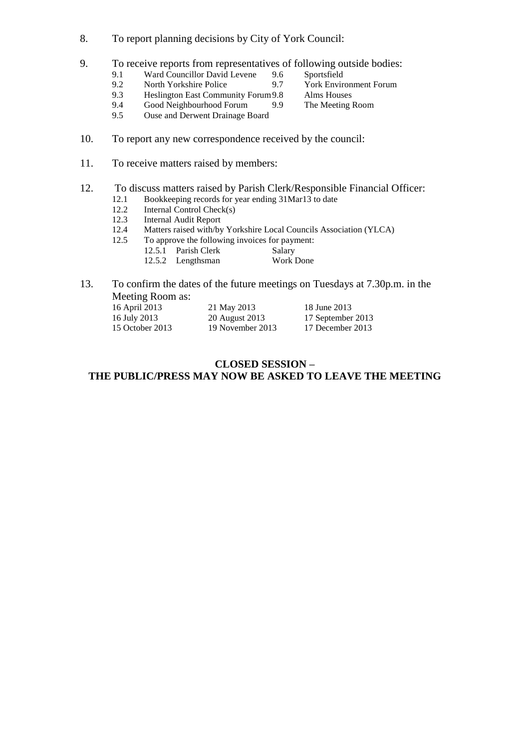8. To report planning decisions by City of York Council:

9. To receive reports from representatives of following outside bodies:
   - 9.1 Ward Councillor David Levene
   - 9.2 North Yorkshire Police
   - 9.3 Heslington East Community Forum
   - 9.4 Good Neighbourhood Forum
   - 9.5 Ouse and Derwent Drainage Board
   - 9.6 Sportsfield
   - 9.7 York Environment Forum
   - 9.8 Alms Houses
   - 9.9 The Meeting Room

10. To report any new correspondence received by the council:

11. To receive matters raised by members:

12. To discuss matters raised by Parish Clerk/Responsible Financial Officer:
    - 12.1 Bookkeeping records for year ending 31Mar13 to date
    - 12.2 Internal Control Check(s)
    - 12.3 Internal Audit Report
    - 12.4 Matters raised with/by Yorkshire Local Councils Association (YLCA)
    - 12.5 To approve the following invoices for payment:
      - 12.5.1 Parish Clerk — Salary
      - 12.5.2 Lengthsman — Work Done

13. To confirm the dates of the future meetings on Tuesdays at 7.30p.m. in the Meeting Room as:

| | | |
|---|---|---|
| 16 April 2013 | 21 May 2013 | 18 June 2013 |
| 16 July 2013 | 20 August 2013 | 17 September 2013 |
| 15 October 2013 | 19 November 2013 | 17 December 2013 |

**CLOSED SESSION –**
**THE PUBLIC/PRESS MAY NOW BE ASKED TO LEAVE THE MEETING**